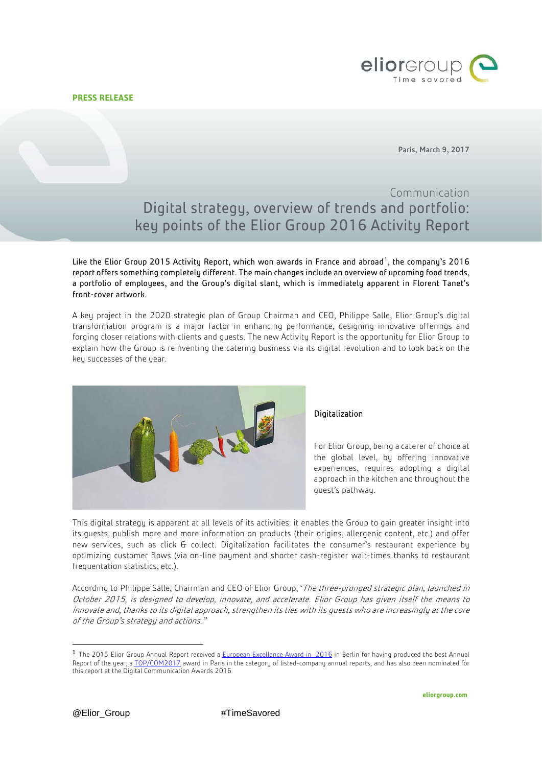**PRESS RELEASE**

Paris, March 9, 2017

Communication

# Digital strategy, overview of trends and portfolio: key points of the Elior Group 2016 Activity Report

Like the Elior Group 2015 Activity Report, which won awards in France and abroad[1], the company's 2016 report offers something completely different. The main changes include an overview of upcoming food trends, a portfolio of employees, and the Group's digital slant, which is immediately apparent in Florent Tanet's front-cover artwork.

A key project in the 2020 strategic plan of Group Chairman and CEO, Philippe Salle, Elior Group's digital transformation program is a major factor in enhancing performance, designing innovative offerings and forging closer relations with clients and guests. The new Activity Report is the opportunity for Elior Group to explain how the Group is reinventing the catering business via its digital revolution and to look back on the key successes of the year.

## Digitalization

For Elior Group, being a caterer of choice at the global level, by offering innovative experiences, requires adopting a digital approach in the kitchen and throughout the guest's pathway.

This digital strategy is apparent at all levels of its activities: it enables the Group to gain greater insight into its guests, publish more and more information on products (their origins, allergenic content, etc.) and offer new services, such as click & collect. Digitalization facilitates the consumer's restaurant experience by optimizing customer flows (via on-line payment and shorter cash-register wait-times thanks to restaurant frequentation statistics, etc.).

According to Philippe Salle, Chairman and CEO of Elior Group, "*The three-pronged strategic plan, launched in October 2015, is designed to develop, innovate, and accelerate. Elior Group has given itself the means to innovate and, thanks to its digital approach, strengthen its ties with its guests who are increasingly at the core of the Group's strategy and actions.*"

---

[1] The 2015 Elior Group Annual Report received a European Excellence Award in 2016 in Berlin for having produced the best Annual Report of the year, a TOP/COM2017 award in Paris in the category of listed-company annual reports, and has also been nominated for this report at the Digital Communication Awards 2016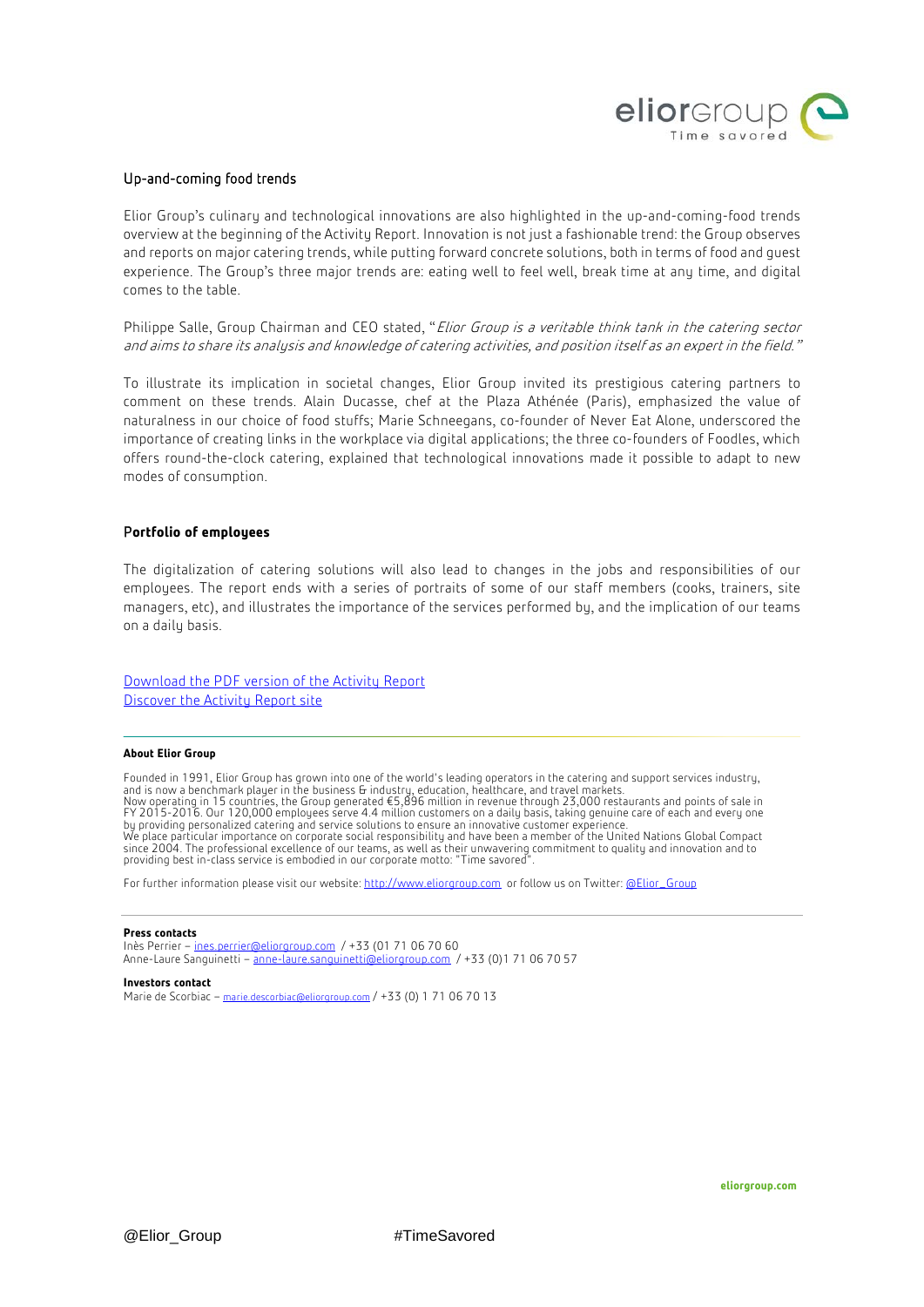## Up-and-coming food trends

Elior Group's culinary and technological innovations are also highlighted in the up-and-coming-food trends overview at the beginning of the Activity Report. Innovation is not just a fashionable trend: the Group observes and reports on major catering trends, while putting forward concrete solutions, both in terms of food and guest experience. The Group's three major trends are: eating well to feel well, break time at any time, and digital comes to the table.

Philippe Salle, Group Chairman and CEO stated, "*Elior Group is a veritable think tank in the catering sector and aims to share its analysis and knowledge of catering activities, and position itself as an expert in the field.*"

To illustrate its implication in societal changes, Elior Group invited its prestigious catering partners to comment on these trends. Alain Ducasse, chef at the Plaza Athénée (Paris), emphasized the value of naturalness in our choice of food stuffs; Marie Schneegans, co-founder of Never Eat Alone, underscored the importance of creating links in the workplace via digital applications; the three co-founders of Foodles, which offers round-the-clock catering, explained that technological innovations made it possible to adapt to new modes of consumption.

## Portfolio of employees

The digitalization of catering solutions will also lead to changes in the jobs and responsibilities of our employees. The report ends with a series of portraits of some of our staff members (cooks, trainers, site managers, etc), and illustrates the importance of the services performed by, and the implication of our teams on a daily basis.

[Download the PDF version of the Activity Report](#)
[Discover the Activity Report site](#)

---

**About Elior Group**

Founded in 1991, Elior Group has grown into one of the world's leading operators in the catering and support services industry, and is now a benchmark player in the business & industry, education, healthcare, and travel markets.
Now operating in 15 countries, the Group generated €5,896 million in revenue through 23,000 restaurants and points of sale in FY 2015-2016. Our 120,000 employees serve 4.4 million customers on a daily basis, taking genuine care of each and every one by providing personalized catering and service solutions to ensure an innovative customer experience.
We place particular importance on corporate social responsibility and have been a member of the United Nations Global Compact since 2004. The professional excellence of our teams, as well as their unwavering commitment to quality and innovation and to providing best in-class service is embodied in our corporate motto: "Time savored".

For further information please visit our website: [http://www.eliorgroup.com](http://www.eliorgroup.com) or follow us on Twitter: [@Elior_Group](#)

---

**Press contacts**
Inès Perrier – ines.perrier@eliorgroup.com / +33 (01 71 06 70 60
Anne-Laure Sanguinetti – anne-laure.sanguinetti@eliorgroup.com / +33 (0)1 71 06 70 57

**Investors contact**
Marie de Scorbiac – marie.descorbiac@eliorgroup.com / +33 (0) 1 71 06 70 13

eliorgroup.com

@Elior_Group #TimeSavored